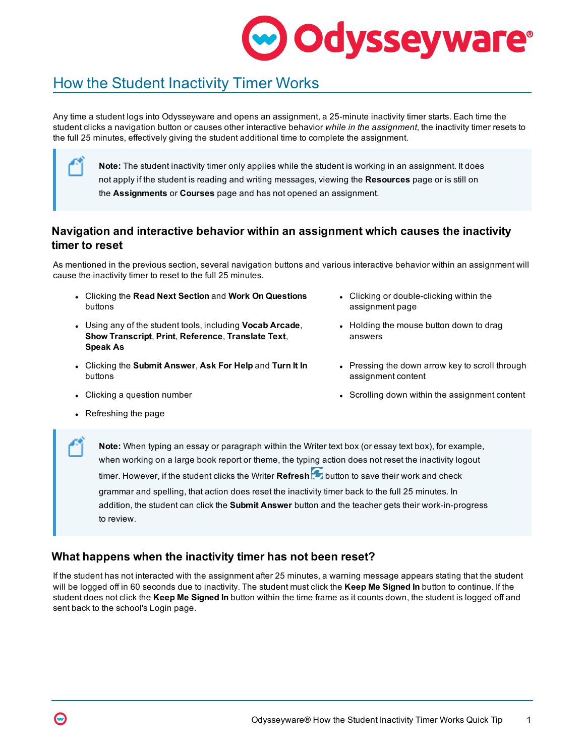# How the Student Inactivity Timer Works

Any time a student logs into Odysseyware and opens an assignment, a 25-minute inactivity timer starts. Each time the student clicks a navigation button or causes other interactive behavior *while in the assignment*, the inactivity timer resets to the full 25 minutes, effectively giving the student additional time to complete the assignment.

> **Note:** The student inactivity timer only applies while the student is working in an assignment. It does not apply if the student is reading and writing messages, viewing the **Resources** page or is still on the **Assignments** or **Courses** page and has not opened an assignment.

## Navigation and interactive behavior within an assignment which causes the inactivity timer to reset

As mentioned in the previous section, several navigation buttons and various interactive behavior within an assignment will cause the inactivity timer to reset to the full 25 minutes.

- Clicking the **Read Next Section** and **Work On Questions** buttons
- Using any of the student tools, including **Vocab Arcade**, **Show Transcript**, **Print**, **Reference**, **Translate Text**, **Speak As**
- Clicking the **Submit Answer**, **Ask For Help** and **Turn It In** buttons
- Clicking a question number
- Refreshing the page
- Clicking or double-clicking within the assignment page
- Holding the mouse button down to drag answers
- Pressing the down arrow key to scroll through assignment content
- Scrolling down within the assignment content

> **Note:** When typing an essay or paragraph within the Writer text box (or essay text box), for example, when working on a large book report or theme, the typing action does not reset the inactivity logout timer. However, if the student clicks the Writer **Refresh** button to save their work and check grammar and spelling, that action does reset the inactivity timer back to the full 25 minutes. In addition, the student can click the **Submit Answer** button and the teacher gets their work-in-progress to review.

## What happens when the inactivity timer has not been reset?

If the student has not interacted with the assignment after 25 minutes, a warning message appears stating that the student will be logged off in 60 seconds due to inactivity. The student must click the **Keep Me Signed In** button to continue. If the student does not click the **Keep Me Signed In** button within the time frame as it counts down, the student is logged off and sent back to the school's Login page.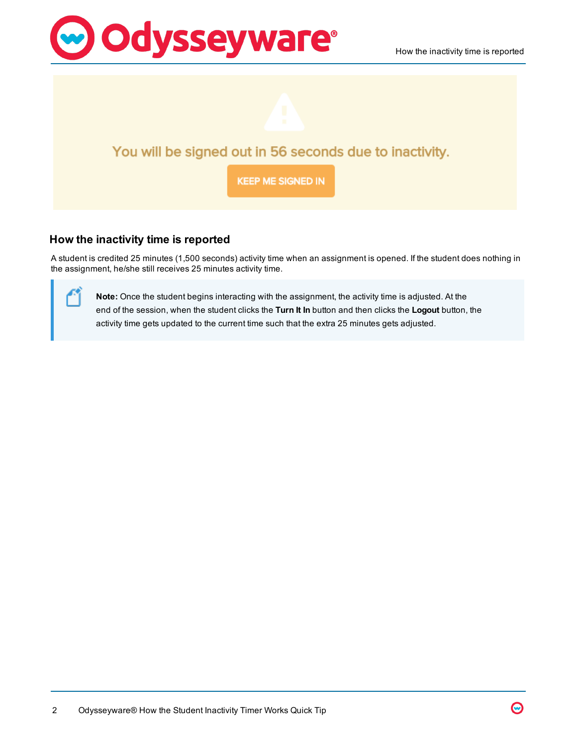You will be signed out in 56 seconds due to inactivity.

KEEP ME SIGNED IN

## How the inactivity time is reported

A student is credited 25 minutes (1,500 seconds) activity time when an assignment is opened. If the student does nothing in the assignment, he/she still receives 25 minutes activity time.

> **Note:** Once the student begins interacting with the assignment, the activity time is adjusted. At the end of the session, when the student clicks the **Turn It In** button and then clicks the **Logout** button, the activity time gets updated to the current time such that the extra 25 minutes gets adjusted.